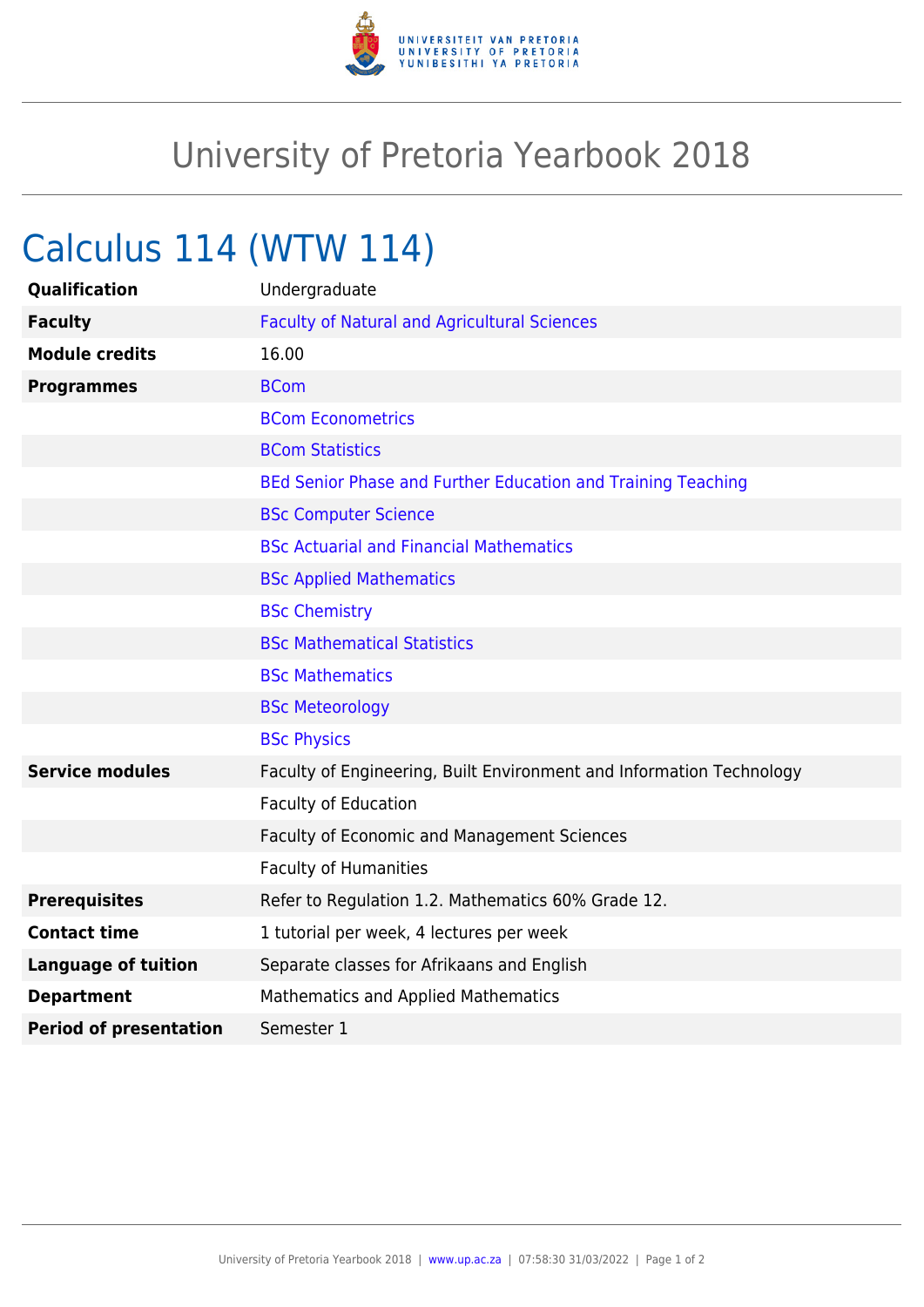# University of Pretoria Yearbook 2018

## Calculus 114 (WTW 114)

| | |
|---|---|
| **Qualification** | Undergraduate |
| **Faculty** | Faculty of Natural and Agricultural Sciences |
| **Module credits** | 16.00 |
| **Programmes** | BCom |
| | BCom Econometrics |
| | BCom Statistics |
| | BEd Senior Phase and Further Education and Training Teaching |
| | BSc Computer Science |
| | BSc Actuarial and Financial Mathematics |
| | BSc Applied Mathematics |
| | BSc Chemistry |
| | BSc Mathematical Statistics |
| | BSc Mathematics |
| | BSc Meteorology |
| | BSc Physics |
| **Service modules** | Faculty of Engineering, Built Environment and Information Technology |
| | Faculty of Education |
| | Faculty of Economic and Management Sciences |
| | Faculty of Humanities |
| **Prerequisites** | Refer to Regulation 1.2. Mathematics 60% Grade 12. |
| **Contact time** | 1 tutorial per week, 4 lectures per week |
| **Language of tuition** | Separate classes for Afrikaans and English |
| **Department** | Mathematics and Applied Mathematics |
| **Period of presentation** | Semester 1 |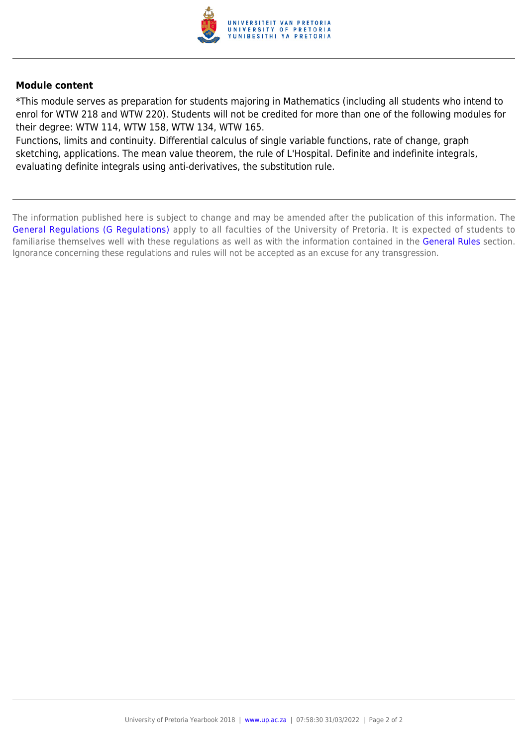### Module content

*This module serves as preparation for students majoring in Mathematics (including all students who intend to enrol for WTW 218 and WTW 220). Students will not be credited for more than one of the following modules for their degree: WTW 114, WTW 158, WTW 134, WTW 165.
Functions, limits and continuity. Differential calculus of single variable functions, rate of change, graph sketching, applications. The mean value theorem, the rule of L'Hospital. Definite and indefinite integrals, evaluating definite integrals using anti-derivatives, the substitution rule.

---

The information published here is subject to change and may be amended after the publication of this information. The General Regulations (G Regulations) apply to all faculties of the University of Pretoria. It is expected of students to familiarise themselves well with these regulations as well as with the information contained in the General Rules section. Ignorance concerning these regulations and rules will not be accepted as an excuse for any transgression.